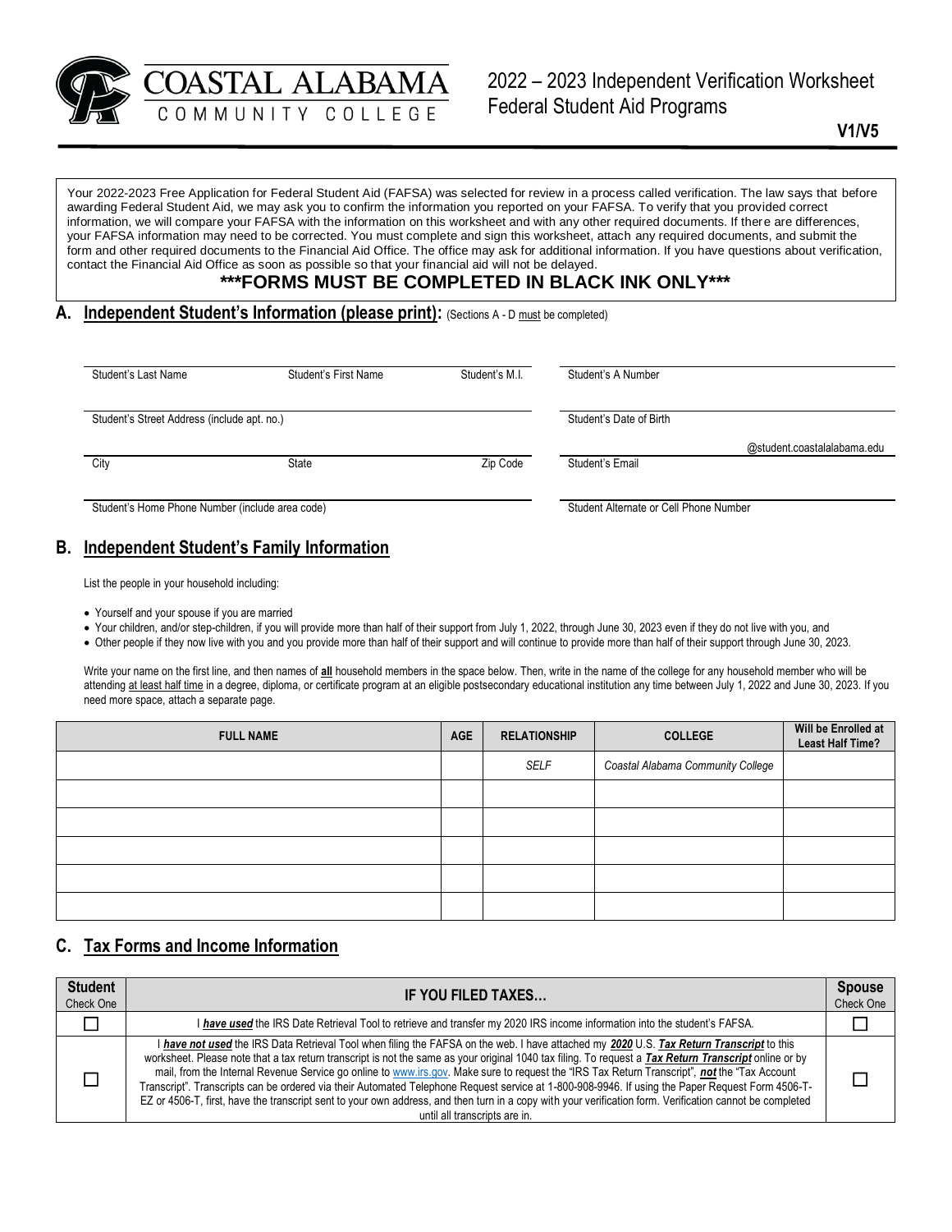# COASTAL ALABAMA COMMUNITY COLLEGE

## 2022 – 2023 Independent Verification Worksheet Federal Student Aid Programs

**V1/V5**

Your 2022-2023 Free Application for Federal Student Aid (FAFSA) was selected for review in a process called verification. The law says that before awarding Federal Student Aid, we may ask you to confirm the information you reported on your FAFSA. To verify that you provided correct information, we will compare your FAFSA with the information on this worksheet and with any other required documents. If there are differences, your FAFSA information may need to be corrected. You must complete and sign this worksheet, attach any required documents, and submit the form and other required documents to the Financial Aid Office. The office may ask for additional information. If you have questions about verification, contact the Financial Aid Office as soon as possible so that your financial aid will not be delayed.

**\*\*\*FORMS MUST BE COMPLETED IN BLACK INK ONLY\*\*\***

## A. Independent Student's Information (please print): (Sections A - D must be completed)

| | | | |
|---|---|---|---|
| Student's Last Name | Student's First Name | Student's M.I. | Student's A Number |
| Student's Street Address (include apt. no.) | | | Student's Date of Birth |
| City | State | Zip Code | Student's Email @student.coastalalabama.edu |
| Student's Home Phone Number (include area code) | | | Student Alternate or Cell Phone Number |

## B. Independent Student's Family Information

List the people in your household including:

- Yourself and your spouse if you are married
- Your children, and/or step-children, if you will provide more than half of their support from July 1, 2022, through June 30, 2023 even if they do not live with you, and
- Other people if they now live with you and you provide more than half of their support and will continue to provide more than half of their support through June 30, 2023.

Write your name on the first line, and then names of **all** household members in the space below. Then, write in the name of the college for any household member who will be attending at least half time in a degree, diploma, or certificate program at an eligible postsecondary educational institution any time between July 1, 2022 and June 30, 2023. If you need more space, attach a separate page.

| FULL NAME | AGE | RELATIONSHIP | COLLEGE | Will be Enrolled at Least Half Time? |
|---|---|---|---|---|
| | | *SELF* | *Coastal Alabama Community College* | |
| | | | | |
| | | | | |
| | | | | |
| | | | | |
| | | | | |

## C. Tax Forms and Income Information

| Student Check One | IF YOU FILED TAXES… | Spouse Check One |
|---|---|---|
| ☐ | I ***have used*** the IRS Date Retrieval Tool to retrieve and transfer my 2020 IRS income information into the student's FAFSA. | ☐ |
| ☐ | I ***have not used*** the IRS Data Retrieval Tool when filing the FAFSA on the web. I have attached my ***2020*** U.S. ***Tax Return Transcript*** to this worksheet. Please note that a tax return transcript is not the same as your original 1040 tax filing. To request a ***Tax Return Transcript*** online or by mail, from the Internal Revenue Service go online to www.irs.gov. Make sure to request the "IRS Tax Return Transcript", ***not*** the "Tax Account Transcript". Transcripts can be ordered via their Automated Telephone Request service at 1-800-908-9946. If using the Paper Request Form 4506-T-EZ or 4506-T, first, have the transcript sent to your own address, and then turn in a copy with your verification form. Verification cannot be completed until all transcripts are in. | ☐ |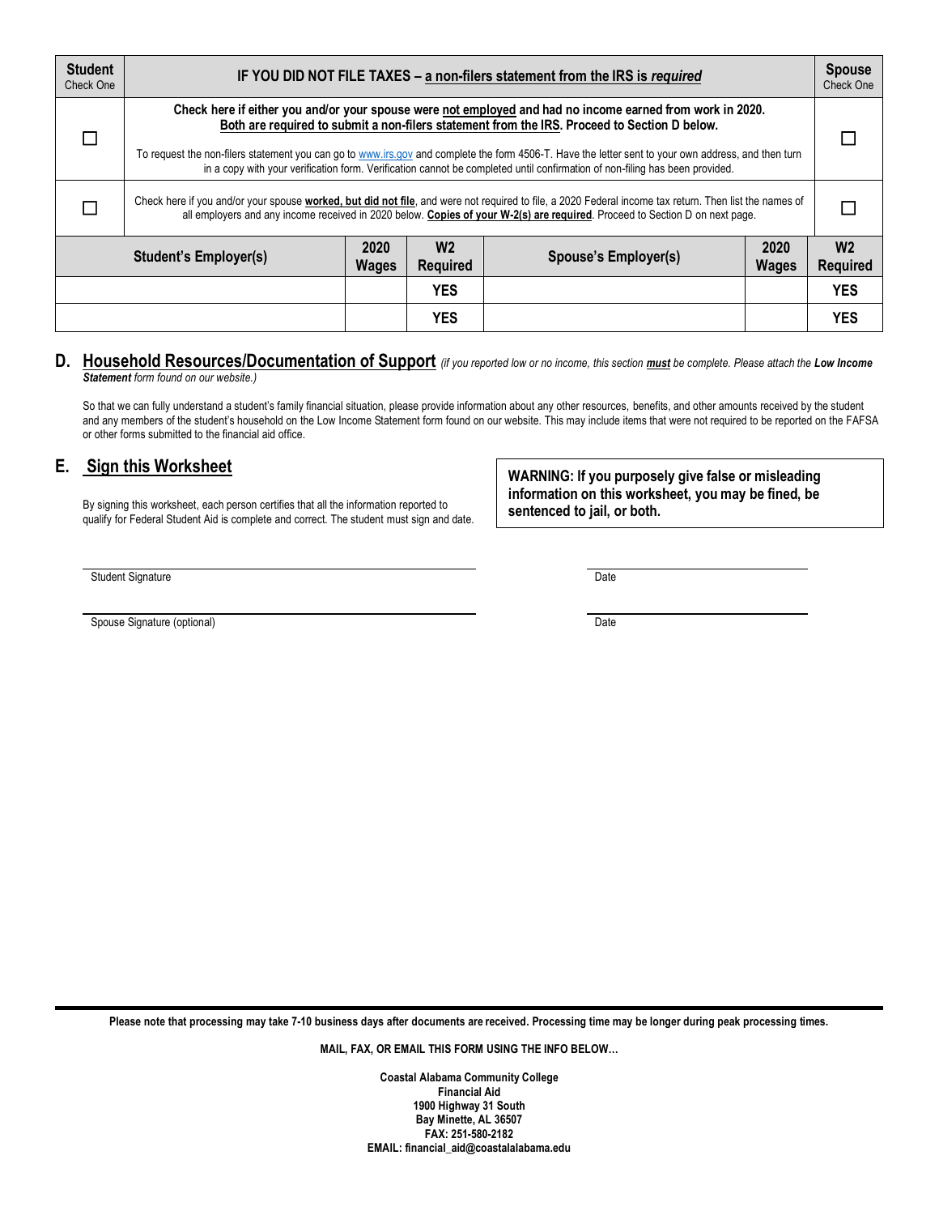| Student Check One | IF YOU DID NOT FILE TAXES – a non-filers statement from the IRS is *required* | | | | | Spouse Check One |
|---|---|---|---|---|---|---|
| ☐ | **Check here if either you and/or your spouse were not employed and had no income earned from work in 2020. Both are required to submit a non-filers statement from the IRS. Proceed to Section D below.** To request the non-filers statement you can go to www.irs.gov and complete the form 4506-T. Have the letter sent to your own address, and then turn in a copy with your verification form. Verification cannot be completed until confirmation of non-filing has been provided. | | | | | ☐ |
| ☐ | Check here if you and/or your spouse **worked, but did not file**, and were not required to file, a 2020 Federal income tax return. Then list the names of all employers and any income received in 2020 below. **Copies of your W-2(s) are required**. Proceed to Section D on next page. | | | | | ☐ |
| **Student's Employer(s)** | | **2020 Wages** | **W2 Required** | **Spouse's Employer(s)** | **2020 Wages** | **W2 Required** |
| | | | **YES** | | | **YES** |
| | | | **YES** | | | **YES** |

## D. Household Resources/Documentation of Support

*(if you reported low or no income, this section **must** be complete. Please attach the **Low Income Statement** form found on our website.)*

So that we can fully understand a student's family financial situation, please provide information about any other resources, benefits, and other amounts received by the student and any members of the student's household on the Low Income Statement form found on our website. This may include items that were not required to be reported on the FAFSA or other forms submitted to the financial aid office.

## E. Sign this Worksheet

By signing this worksheet, each person certifies that all the information reported to qualify for Federal Student Aid is complete and correct. The student must sign and date.

**WARNING: If you purposely give false or misleading information on this worksheet, you may be fined, be sentenced to jail, or both.**

Student Signature ______________________ Date ____________

Spouse Signature (optional) ______________________ Date ____________

**Please note that processing may take 7-10 business days after documents are received. Processing time may be longer during peak processing times.**

**MAIL, FAX, OR EMAIL THIS FORM USING THE INFO BELOW…**

**Coastal Alabama Community College**
**Financial Aid**
**1900 Highway 31 South**
**Bay Minette, AL 36507**
**FAX: 251-580-2182**
**EMAIL: financial_aid@coastalalabama.edu**